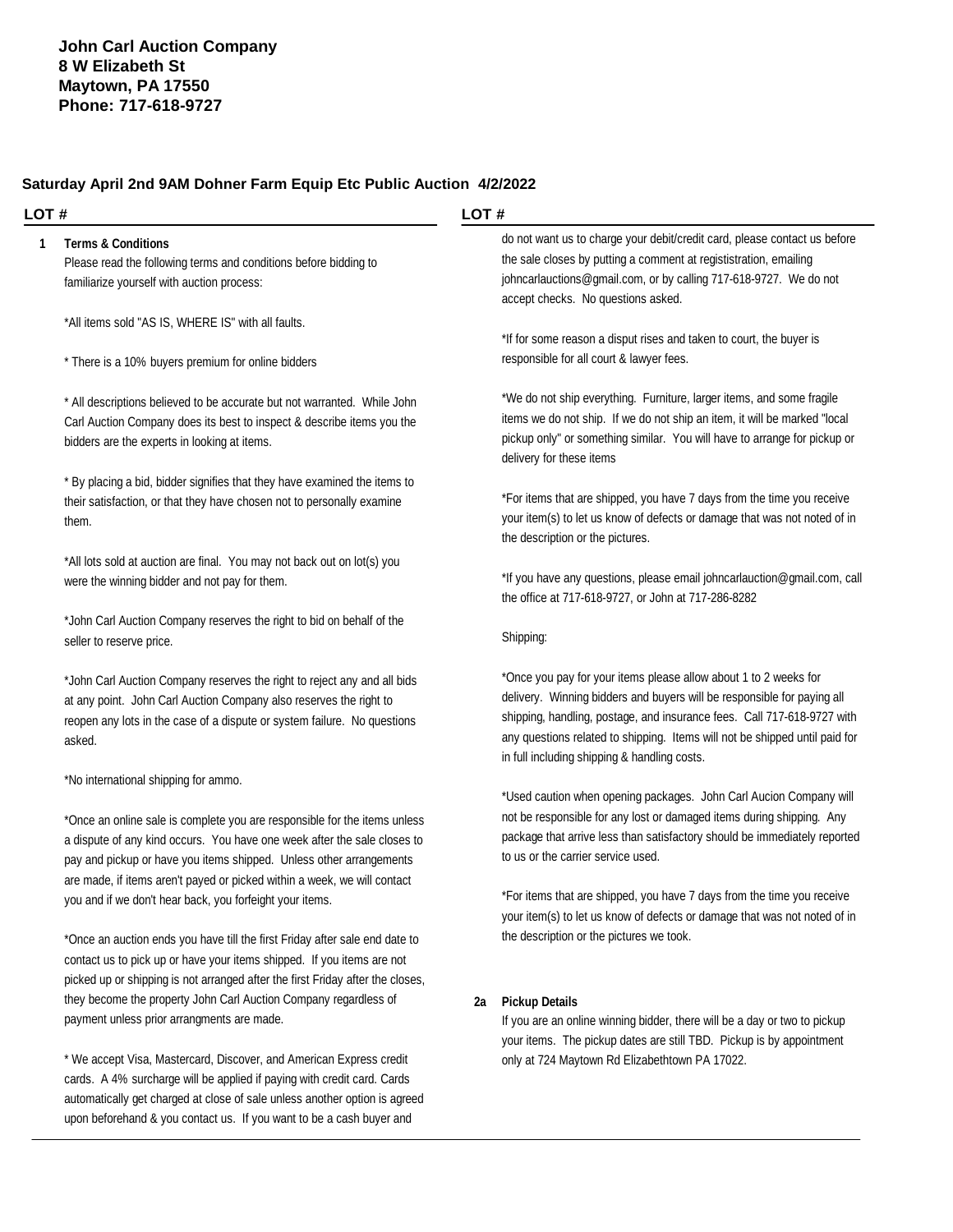**John Carl Auction Company**
**8 W Elizabeth St**
**Maytown, PA 17550**
**Phone: 717-618-9727**

## Saturday April 2nd 9AM Dohner Farm Equip Etc Public Auction 4/2/2022

**LOT #**

**1 Terms & Conditions**

Please read the following terms and conditions before bidding to familiarize yourself with auction process:

*All items sold "AS IS, WHERE IS" with all faults.

* There is a 10% buyers premium for online bidders

* All descriptions believed to be accurate but not warranted. While John Carl Auction Company does its best to inspect & describe items you the bidders are the experts in looking at items.

* By placing a bid, bidder signifies that they have examined the items to their satisfaction, or that they have chosen not to personally examine them.

*All lots sold at auction are final. You may not back out on lot(s) you were the winning bidder and not pay for them.

*John Carl Auction Company reserves the right to bid on behalf of the seller to reserve price.

*John Carl Auction Company reserves the right to reject any and all bids at any point. John Carl Auction Company also reserves the right to reopen any lots in the case of a dispute or system failure. No questions asked.

*No international shipping for ammo.

*Once an online sale is complete you are responsible for the items unless a dispute of any kind occurs. You have one week after the sale closes to pay and pickup or have you items shipped. Unless other arrangements are made, if items aren't payed or picked within a week, we will contact you and if we don't hear back, you forfeight your items.

*Once an auction ends you have till the first Friday after sale end date to contact us to pick up or have your items shipped. If you items are not picked up or shipping is not arranged after the first Friday after the closes, they become the property John Carl Auction Company regardless of payment unless prior arrangments are made.

* We accept Visa, Mastercard, Discover, and American Express credit cards. A 4% surcharge will be applied if paying with credit card. Cards automatically get charged at close of sale unless another option is agreed upon beforehand & you contact us. If you want to be a cash buyer and do not want us to charge your debit/credit card, please contact us before the sale closes by putting a comment at regististration, emailing johncarlauctions@gmail.com, or by calling 717-618-9727. We do not accept checks. No questions asked.

*If for some reason a disput rises and taken to court, the buyer is responsible for all court & lawyer fees.

*We do not ship everything. Furniture, larger items, and some fragile items we do not ship. If we do not ship an item, it will be marked "local pickup only" or something similar. You will have to arrange for pickup or delivery for these items

*For items that are shipped, you have 7 days from the time you receive your item(s) to let us know of defects or damage that was not noted of in the description or the pictures.

*If you have any questions, please email johncarlauction@gmail.com, call the office at 717-618-9727, or John at 717-286-8282

Shipping:

*Once you pay for your items please allow about 1 to 2 weeks for delivery. Winning bidders and buyers will be responsible for paying all shipping, handling, postage, and insurance fees. Call 717-618-9727 with any questions related to shipping. Items will not be shipped until paid for in full including shipping & handling costs.

*Used caution when opening packages. John Carl Aucion Company will not be responsible for any lost or damaged items during shipping. Any package that arrive less than satisfactory should be immediately reported to us or the carrier service used.

*For items that are shipped, you have 7 days from the time you receive your item(s) to let us know of defects or damage that was not noted of in the description or the pictures we took.

**2a Pickup Details**

If you are an online winning bidder, there will be a day or two to pickup your items. The pickup dates are still TBD. Pickup is by appointment only at 724 Maytown Rd Elizabethtown PA 17022.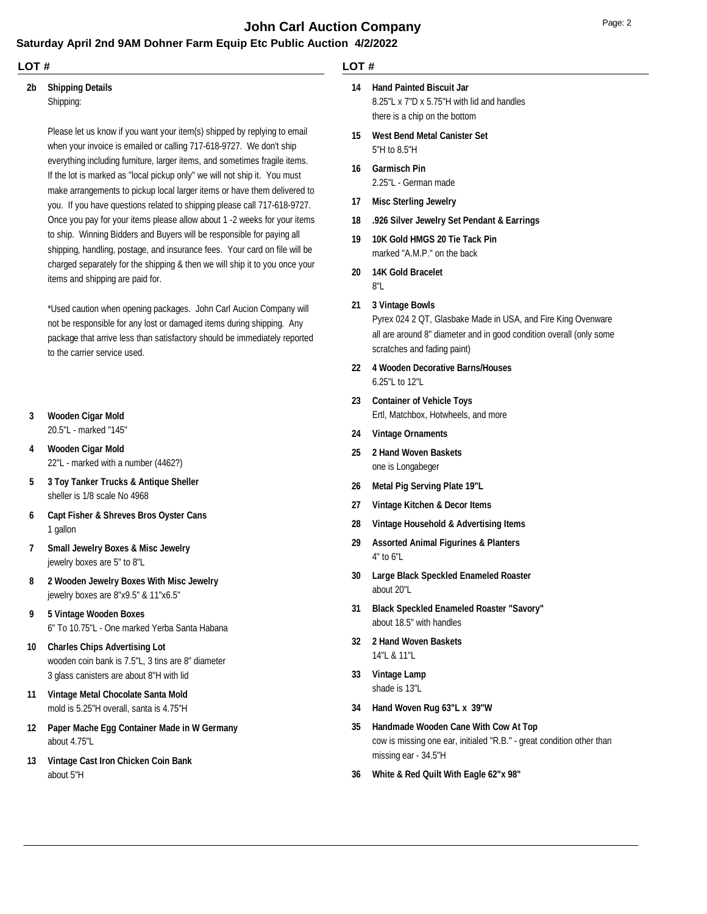# John Carl Auction Company

## Saturday April 2nd 9AM Dohner Farm Equip Etc Public Auction 4/2/2022

**LOT #**

**2b Shipping Details**
Shipping:

Please let us know if you want your item(s) shipped by replying to email when your invoice is emailed or calling 717-618-9727. We don't ship everything including furniture, larger items, and sometimes fragile items. If the lot is marked as "local pickup only" we will not ship it. You must make arrangements to pickup local larger items or have them delivered to you. If you have questions related to shipping please call 717-618-9727. Once you pay for your items please allow about 1 -2 weeks for your items to ship. Winning Bidders and Buyers will be responsible for paying all shipping, handling, postage, and insurance fees. Your card on file will be charged separately for the shipping & then we will ship it to you once your items and shipping are paid for.

*Used caution when opening packages. John Carl Aucion Company will not be responsible for any lost or damaged items during shipping. Any package that arrive less than satisfactory should be immediately reported to the carrier service used.

**3 Wooden Cigar Mold**
20.5"L - marked "145"

**4 Wooden Cigar Mold**
22"L - marked with a number (4462?)

**5 3 Toy Tanker Trucks & Antique Sheller**
sheller is 1/8 scale No 4968

**6 Capt Fisher & Shreves Bros Oyster Cans**
1 gallon

**7 Small Jewelry Boxes & Misc Jewelry**
jewelry boxes are 5" to 8"L

**8 2 Wooden Jewelry Boxes With Misc Jewelry**
jewelry boxes are 8"x9.5" & 11"x6.5"

**9 5 Vintage Wooden Boxes**
6" To 10.75"L - One marked Yerba Santa Habana

**10 Charles Chips Advertising Lot**
wooden coin bank is 7.5"L, 3 tins are 8" diameter
3 glass canisters are about 8"H with lid

**11 Vintage Metal Chocolate Santa Mold**
mold is 5.25"H overall, santa is 4.75"H

**12 Paper Mache Egg Container Made in W Germany**
about 4.75"L

**13 Vintage Cast Iron Chicken Coin Bank**
about 5"H

**LOT #**

**14 Hand Painted Biscuit Jar**
8.25"L x 7"D x 5.75"H with lid and handles
there is a chip on the bottom

**15 West Bend Metal Canister Set**
5"H to 8.5"H

**16 Garmisch Pin**
2.25"L - German made

**17 Misc Sterling Jewelry**

**18 .926 Silver Jewelry Set Pendant & Earrings**

**19 10K Gold HMGS 20 Tie Tack Pin**
marked "A.M.P." on the back

**20 14K Gold Bracelet**
8"L

**21 3 Vintage Bowls**
Pyrex 024 2 QT, Glasbake Made in USA, and Fire King Ovenware all are around 8" diameter and in good condition overall (only some scratches and fading paint)

**22 4 Wooden Decorative Barns/Houses**
6.25"L to 12"L

**23 Container of Vehicle Toys**
Ertl, Matchbox, Hotwheels, and more

**24 Vintage Ornaments**

**25 2 Hand Woven Baskets**
one is Longabeger

**26 Metal Pig Serving Plate 19"L**

**27 Vintage Kitchen & Decor Items**

**28 Vintage Household & Advertising Items**

**29 Assorted Animal Figurines & Planters**
4" to 6"L

**30 Large Black Speckled Enameled Roaster**
about 20"L

**31 Black Speckled Enameled Roaster "Savory"**
about 18.5" with handles

**32 2 Hand Woven Baskets**
14"L & 11"L

**33 Vintage Lamp**
shade is 13"L

**34 Hand Woven Rug 63"L x 39"W**

**35 Handmade Wooden Cane With Cow At Top**
cow is missing one ear, initialed "R.B." - great condition other than missing ear - 34.5"H

**36 White & Red Quilt With Eagle 62"x 98"**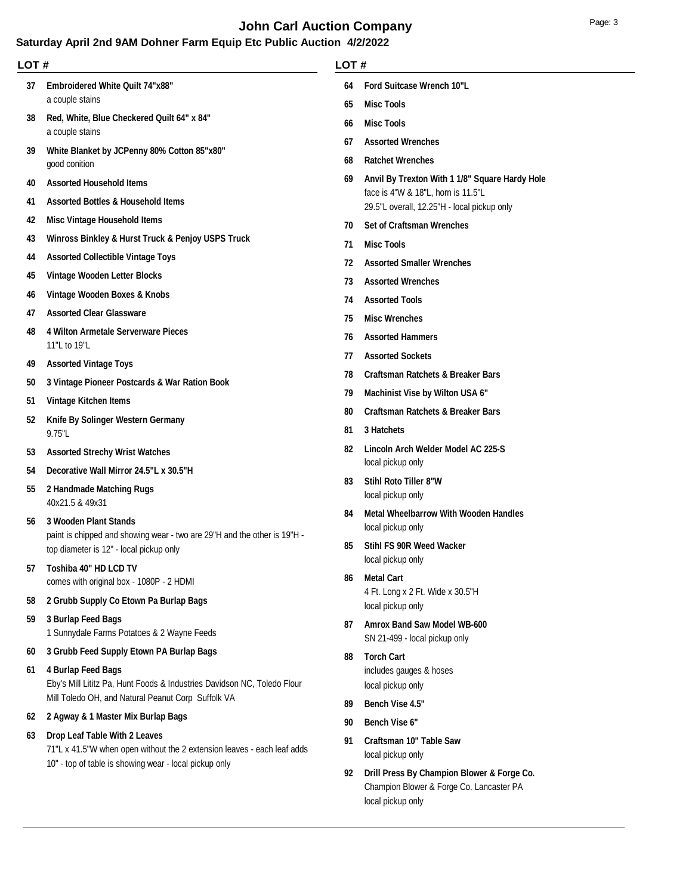# John Carl Auction Company

## Saturday April 2nd 9AM Dohner Farm Equip Etc Public Auction 4/2/2022

| LOT # | |
|---|---|
| 37 | **Embroidered White Quilt 74"x88"**<br>a couple stains |
| 38 | **Red, White, Blue Checkered Quilt 64" x 84"**<br>a couple stains |
| 39 | **White Blanket by JCPenny 80% Cotton 85"x80"**<br>good conition |
| 40 | **Assorted Household Items** |
| 41 | **Assorted Bottles & Household Items** |
| 42 | **Misc Vintage Household Items** |
| 43 | **Winross Binkley & Hurst Truck & Penjoy USPS Truck** |
| 44 | **Assorted Collectible Vintage Toys** |
| 45 | **Vintage Wooden Letter Blocks** |
| 46 | **Vintage Wooden Boxes & Knobs** |
| 47 | **Assorted Clear Glassware** |
| 48 | **4 Wilton Armetale Serverware Pieces**<br>11"L to 19"L |
| 49 | **Assorted Vintage Toys** |
| 50 | **3 Vintage Pioneer Postcards & War Ration Book** |
| 51 | **Vintage Kitchen Items** |
| 52 | **Knife By Solinger Western Germany**<br>9.75"L |
| 53 | **Assorted Strechy Wrist Watches** |
| 54 | **Decorative Wall Mirror 24.5"L x 30.5"H** |
| 55 | **2 Handmade Matching Rugs**<br>40x21.5 & 49x31 |
| 56 | **3 Wooden Plant Stands**<br>paint is chipped and showing wear - two are 29"H and the other is 19"H - top diameter is 12" - local pickup only |
| 57 | **Toshiba 40" HD LCD TV**<br>comes with original box - 1080P - 2 HDMI |
| 58 | **2 Grubb Supply Co Etown Pa Burlap Bags** |
| 59 | **3 Burlap Feed Bags**<br>1 Sunnydale Farms Potatoes & 2 Wayne Feeds |
| 60 | **3 Grubb Feed Supply Etown PA Burlap Bags** |
| 61 | **4 Burlap Feed Bags**<br>Eby's Mill Lititz Pa, Hunt Foods & Industries Davidson NC, Toledo Flour Mill Toledo OH, and Natural Peanut Corp Suffolk VA |
| 62 | **2 Agway & 1 Master Mix Burlap Bags** |
| 63 | **Drop Leaf Table With 2 Leaves**<br>71"L x 41.5"W when open without the 2 extension leaves - each leaf adds 10" - top of table is showing wear - local pickup only |
| 64 | **Ford Suitcase Wrench 10"L** |
| 65 | **Misc Tools** |
| 66 | **Misc Tools** |
| 67 | **Assorted Wrenches** |
| 68 | **Ratchet Wrenches** |
| 69 | **Anvil By Trexton With 1 1/8" Square Hardy Hole**<br>face is 4"W & 18"L, horn is 11.5"L<br>29.5"L overall, 12.25"H - local pickup only |
| 70 | **Set of Craftsman Wrenches** |
| 71 | **Misc Tools** |
| 72 | **Assorted Smaller Wrenches** |
| 73 | **Assorted Wrenches** |
| 74 | **Assorted Tools** |
| 75 | **Misc Wrenches** |
| 76 | **Assorted Hammers** |
| 77 | **Assorted Sockets** |
| 78 | **Craftsman Ratchets & Breaker Bars** |
| 79 | **Machinist Vise by Wilton USA 6"** |
| 80 | **Craftsman Ratchets & Breaker Bars** |
| 81 | **3 Hatchets** |
| 82 | **Lincoln Arch Welder Model AC 225-S**<br>local pickup only |
| 83 | **Stihl Roto Tiller 8"W**<br>local pickup only |
| 84 | **Metal Wheelbarrow With Wooden Handles**<br>local pickup only |
| 85 | **Stihl FS 90R Weed Wacker**<br>local pickup only |
| 86 | **Metal Cart**<br>4 Ft. Long x 2 Ft. Wide x 30.5"H<br>local pickup only |
| 87 | **Amrox Band Saw Model WB-600**<br>SN 21-499 - local pickup only |
| 88 | **Torch Cart**<br>includes gauges & hoses<br>local pickup only |
| 89 | **Bench Vise 4.5"** |
| 90 | **Bench Vise 6"** |
| 91 | **Craftsman 10" Table Saw**<br>local pickup only |
| 92 | **Drill Press By Champion Blower & Forge Co.**<br>Champion Blower & Forge Co. Lancaster PA<br>local pickup only |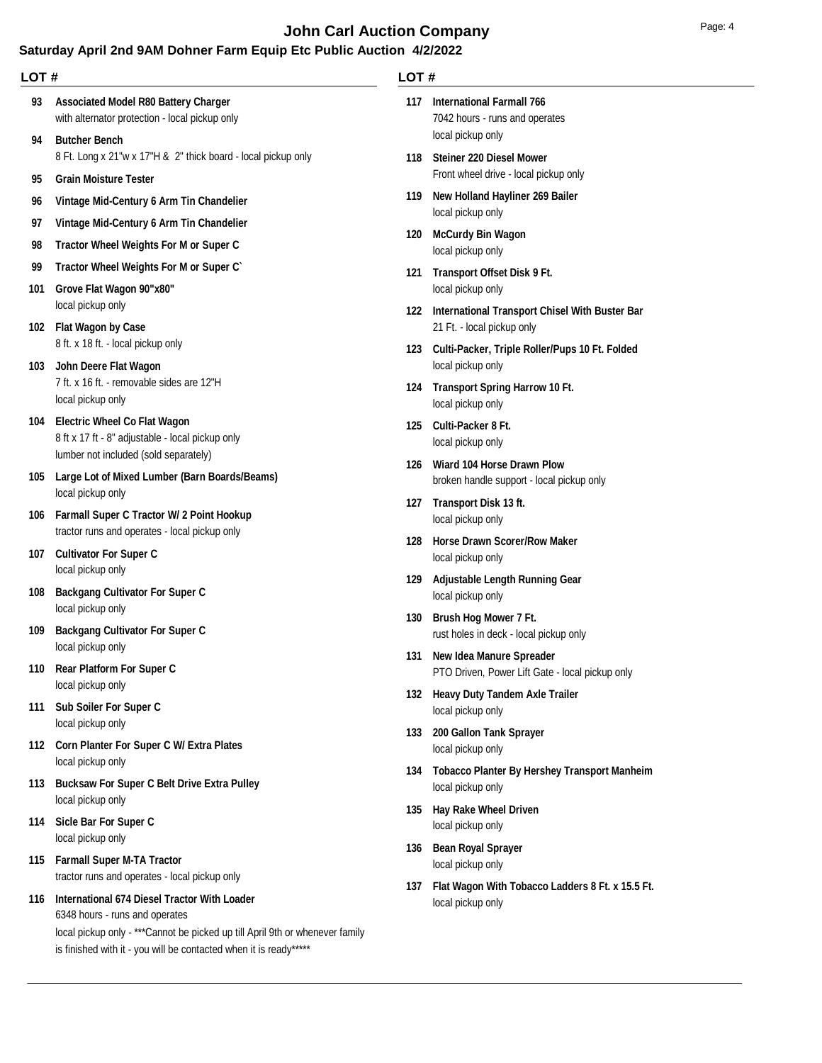# John Carl Auction Company

## Saturday April 2nd 9AM Dohner Farm Equip Etc Public Auction 4/2/2022

**LOT #**

**93 Associated Model R80 Battery Charger**
with alternator protection - local pickup only

**94 Butcher Bench**
8 Ft. Long x 21"w x 17"H & 2" thick board - local pickup only

**95 Grain Moisture Tester**

**96 Vintage Mid-Century 6 Arm Tin Chandelier**

**97 Vintage Mid-Century 6 Arm Tin Chandelier**

**98 Tractor Wheel Weights For M or Super C**

**99 Tractor Wheel Weights For M or Super C`**

**101 Grove Flat Wagon 90"x80"**
local pickup only

**102 Flat Wagon by Case**
8 ft. x 18 ft. - local pickup only

**103 John Deere Flat Wagon**
7 ft. x 16 ft. - removable sides are 12"H
local pickup only

**104 Electric Wheel Co Flat Wagon**
8 ft x 17 ft - 8" adjustable - local pickup only
lumber not included (sold separately)

**105 Large Lot of Mixed Lumber (Barn Boards/Beams)**
local pickup only

**106 Farmall Super C Tractor W/ 2 Point Hookup**
tractor runs and operates - local pickup only

**107 Cultivator For Super C**
local pickup only

**108 Backgang Cultivator For Super C**
local pickup only

**109 Backgang Cultivator For Super C**
local pickup only

**110 Rear Platform For Super C**
local pickup only

**111 Sub Soiler For Super C**
local pickup only

**112 Corn Planter For Super C W/ Extra Plates**
local pickup only

**113 Bucksaw For Super C Belt Drive Extra Pulley**
local pickup only

**114 Sicle Bar For Super C**
local pickup only

**115 Farmall Super M-TA Tractor**
tractor runs and operates - local pickup only

**116 International 674 Diesel Tractor With Loader**
6348 hours - runs and operates
local pickup only - ***Cannot be picked up till April 9th or whenever family is finished with it - you will be contacted when it is ready*****

**117 International Farmall 766**
7042 hours - runs and operates
local pickup only

**118 Steiner 220 Diesel Mower**
Front wheel drive - local pickup only

**119 New Holland Hayliner 269 Bailer**
local pickup only

**120 McCurdy Bin Wagon**
local pickup only

**121 Transport Offset Disk 9 Ft.**
local pickup only

**122 International Transport Chisel With Buster Bar**
21 Ft. - local pickup only

**123 Culti-Packer, Triple Roller/Pups 10 Ft. Folded**
local pickup only

**124 Transport Spring Harrow 10 Ft.**
local pickup only

**125 Culti-Packer 8 Ft.**
local pickup only

**126 Wiard 104 Horse Drawn Plow**
broken handle support - local pickup only

**127 Transport Disk 13 ft.**
local pickup only

**128 Horse Drawn Scorer/Row Maker**
local pickup only

**129 Adjustable Length Running Gear**
local pickup only

**130 Brush Hog Mower 7 Ft.**
rust holes in deck - local pickup only

**131 New Idea Manure Spreader**
PTO Driven, Power Lift Gate - local pickup only

**132 Heavy Duty Tandem Axle Trailer**
local pickup only

**133 200 Gallon Tank Sprayer**
local pickup only

**134 Tobacco Planter By Hershey Transport Manheim**
local pickup only

**135 Hay Rake Wheel Driven**
local pickup only

**136 Bean Royal Sprayer**
local pickup only

**137 Flat Wagon With Tobacco Ladders 8 Ft. x 15.5 Ft.**
local pickup only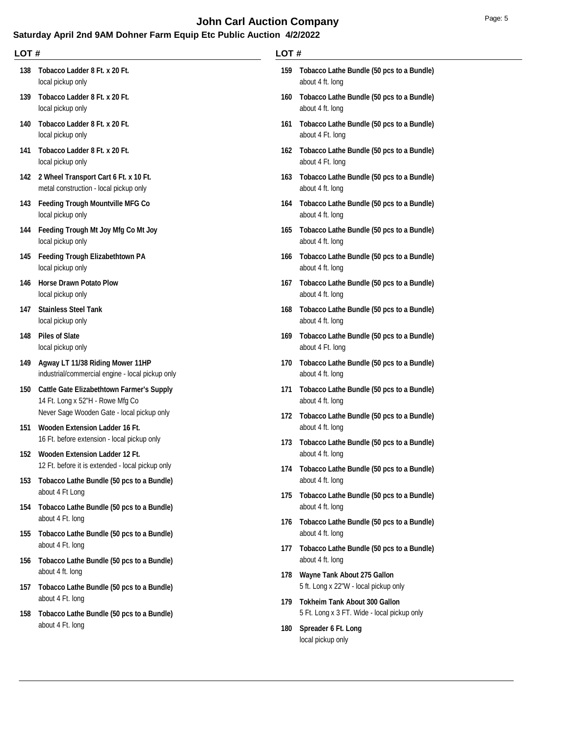# John Carl Auction Company

## Saturday April 2nd 9AM Dohner Farm Equip Etc Public Auction 4/2/2022

**LOT #**

**138 Tobacco Ladder 8 Ft. x 20 Ft.**
local pickup only

**139 Tobacco Ladder 8 Ft. x 20 Ft.**
local pickup only

**140 Tobacco Ladder 8 Ft. x 20 Ft.**
local pickup only

**141 Tobacco Ladder 8 Ft. x 20 Ft.**
local pickup only

**142 2 Wheel Transport Cart 6 Ft. x 10 Ft.**
metal construction - local pickup only

**143 Feeding Trough Mountville MFG Co**
local pickup only

**144 Feeding Trough Mt Joy Mfg Co Mt Joy**
local pickup only

**145 Feeding Trough Elizabethtown PA**
local pickup only

**146 Horse Drawn Potato Plow**
local pickup only

**147 Stainless Steel Tank**
local pickup only

**148 Piles of Slate**
local pickup only

**149 Agway LT 11/38 Riding Mower 11HP**
industrial/commercial engine - local pickup only

**150 Cattle Gate Elizabethtown Farmer's Supply**
14 Ft. Long x 52"H - Rowe Mfg Co
Never Sage Wooden Gate - local pickup only

**151 Wooden Extension Ladder 16 Ft.**
16 Ft. before extension - local pickup only

**152 Wooden Extension Ladder 12 Ft.**
12 Ft. before it is extended - local pickup only

**153 Tobacco Lathe Bundle (50 pcs to a Bundle)**
about 4 Ft Long

**154 Tobacco Lathe Bundle (50 pcs to a Bundle)**
about 4 Ft. long

**155 Tobacco Lathe Bundle (50 pcs to a Bundle)**
about 4 Ft. long

**156 Tobacco Lathe Bundle (50 pcs to a Bundle)**
about 4 ft. long

**157 Tobacco Lathe Bundle (50 pcs to a Bundle)**
about 4 Ft. long

**158 Tobacco Lathe Bundle (50 pcs to a Bundle)**
about 4 Ft. long

**159 Tobacco Lathe Bundle (50 pcs to a Bundle)**
about 4 ft. long

**160 Tobacco Lathe Bundle (50 pcs to a Bundle)**
about 4 ft. long

**161 Tobacco Lathe Bundle (50 pcs to a Bundle)**
about 4 Ft. long

**162 Tobacco Lathe Bundle (50 pcs to a Bundle)**
about 4 Ft. long

**163 Tobacco Lathe Bundle (50 pcs to a Bundle)**
about 4 ft. long

**164 Tobacco Lathe Bundle (50 pcs to a Bundle)**
about 4 ft. long

**165 Tobacco Lathe Bundle (50 pcs to a Bundle)**
about 4 ft. long

**166 Tobacco Lathe Bundle (50 pcs to a Bundle)**
about 4 ft. long

**167 Tobacco Lathe Bundle (50 pcs to a Bundle)**
about 4 ft. long

**168 Tobacco Lathe Bundle (50 pcs to a Bundle)**
about 4 ft. long

**169 Tobacco Lathe Bundle (50 pcs to a Bundle)**
about 4 Ft. long

**170 Tobacco Lathe Bundle (50 pcs to a Bundle)**
about 4 ft. long

**171 Tobacco Lathe Bundle (50 pcs to a Bundle)**
about 4 ft. long

**172 Tobacco Lathe Bundle (50 pcs to a Bundle)**
about 4 ft. long

**173 Tobacco Lathe Bundle (50 pcs to a Bundle)**
about 4 ft. long

**174 Tobacco Lathe Bundle (50 pcs to a Bundle)**
about 4 ft. long

**175 Tobacco Lathe Bundle (50 pcs to a Bundle)**
about 4 ft. long

**176 Tobacco Lathe Bundle (50 pcs to a Bundle)**
about 4 ft. long

**177 Tobacco Lathe Bundle (50 pcs to a Bundle)**
about 4 ft. long

**178 Wayne Tank About 275 Gallon**
5 ft. Long x 22"W - local pickup only

**179 Tokheim Tank About 300 Gallon**
5 Ft. Long x 3 FT. Wide - local pickup only

**180 Spreader 6 Ft. Long**
local pickup only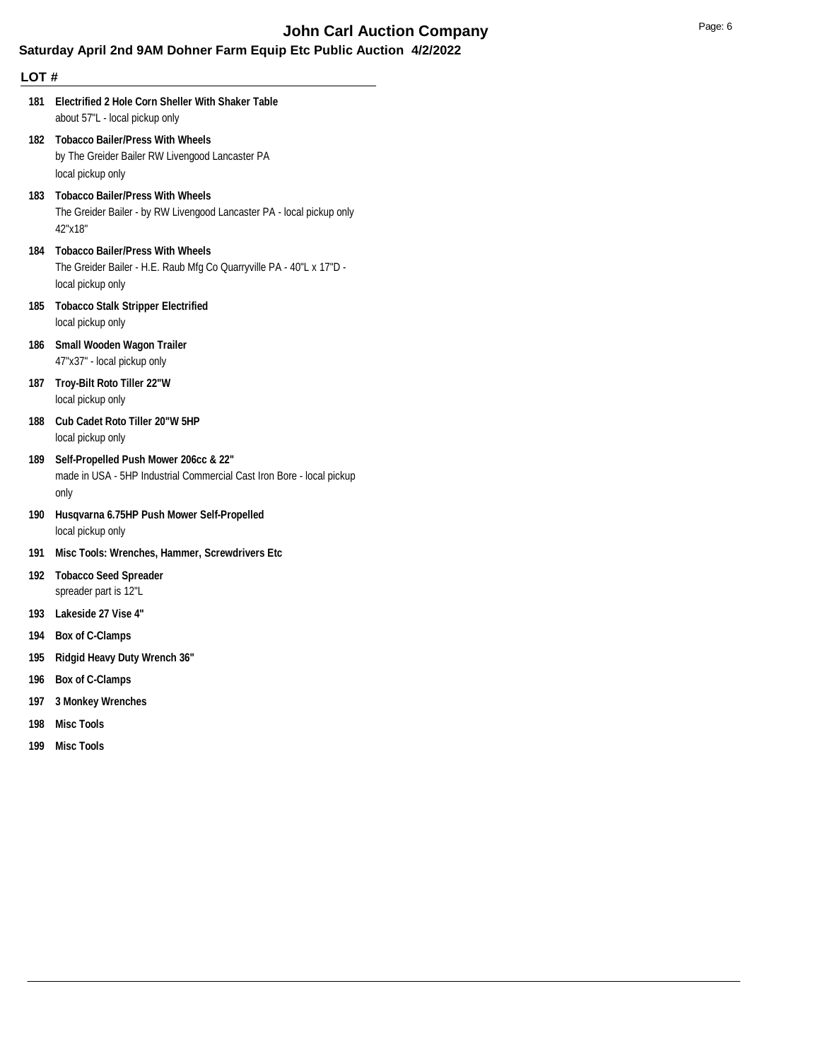# John Carl Auction Company

## Saturday April 2nd 9AM Dohner Farm Equip Etc Public Auction 4/2/2022

**LOT #**

**181 Electrified 2 Hole Corn Sheller With Shaker Table**
about 57"L - local pickup only

**182 Tobacco Bailer/Press With Wheels**
by The Greider Bailer RW Livengood Lancaster PA
local pickup only

**183 Tobacco Bailer/Press With Wheels**
The Greider Bailer - by RW Livengood Lancaster PA - local pickup only
42"x18"

**184 Tobacco Bailer/Press With Wheels**
The Greider Bailer - H.E. Raub Mfg Co Quarryville PA - 40"L x 17"D -
local pickup only

**185 Tobacco Stalk Stripper Electrified**
local pickup only

**186 Small Wooden Wagon Trailer**
47"x37" - local pickup only

**187 Troy-Bilt Roto Tiller 22"W**
local pickup only

**188 Cub Cadet Roto Tiller 20"W 5HP**
local pickup only

**189 Self-Propelled Push Mower 206cc & 22"**
made in USA - 5HP Industrial Commercial Cast Iron Bore - local pickup
only

**190 Husqvarna 6.75HP Push Mower Self-Propelled**
local pickup only

**191 Misc Tools: Wrenches, Hammer, Screwdrivers Etc**

**192 Tobacco Seed Spreader**
spreader part is 12"L

**193 Lakeside 27 Vise 4"**

**194 Box of C-Clamps**

**195 Ridgid Heavy Duty Wrench 36"**

**196 Box of C-Clamps**

**197 3 Monkey Wrenches**

**198 Misc Tools**

**199 Misc Tools**